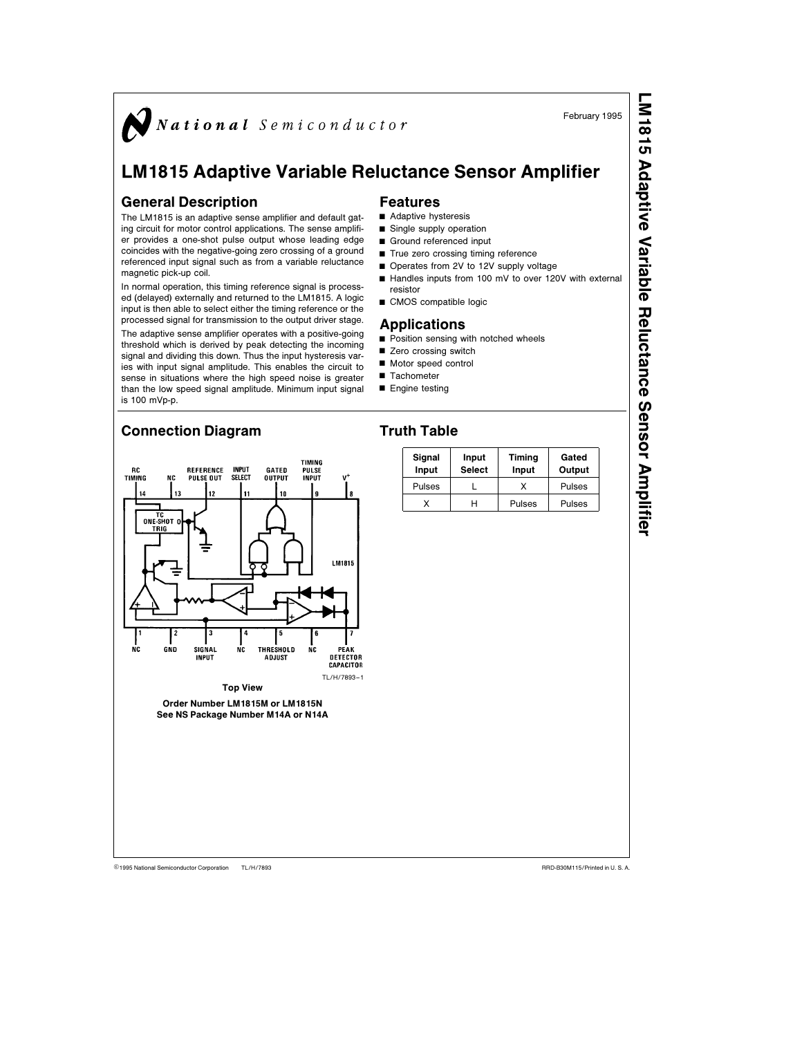National Semiconductor

February 1995

# LM1815 Adaptive Variable Reluctance Sensor Amplifier

## General Description

The LM1815 is an adaptive sense amplifier and default gating circuit for motor control applications. The sense amplifier provides a one-shot pulse output whose leading edge coincides with the negative-going zero crossing of a ground referenced input signal such as from a variable reluctance magnetic pick-up coil.

In normal operation, this timing reference signal is processed (delayed) externally and returned to the LM1815. A logic input is then able to select either the timing reference or the processed signal for transmission to the output driver stage.

The adaptive sense amplifier operates with a positive-going threshold which is derived by peak detecting the incoming signal and dividing this down. Thus the input hysteresis varies with input signal amplitude. This enables the circuit to sense in situations where the high speed noise is greater than the low speed signal amplitude. Minimum input signal is 100 mVp-p.

## Features

- Adaptive hysteresis
- Single supply operation
- Ground referenced input
- True zero crossing timing reference
- Operates from 2V to 12V supply voltage
- Handles inputs from 100 mV to over 120V with external resistor
- CMOS compatible logic

## Applications

- Position sensing with notched wheels
- Zero crossing switch
- Motor speed control
- Tachometer
- Engine testing

## Connection Diagram

Pins: 1 NC, 2 GND, 3 SIGNAL INPUT, 4 NC, 5 THRESHOLD ADJUST, 6 NC, 7 PEAK DETECTOR CAPACITOR, 8 V+, 9 TIMING PULSE INPUT, 10 GATED OUTPUT, 11 INPUT SELECT, 12 REFERENCE PULSE OUT, 13 NC, 14 RC TIMING

TL/H/7893–1

**Top View**

**Order Number LM1815M or LM1815N**
**See NS Package Number M14A or N14A**

## Truth Table

| Signal Input | Input Select | Timing Input | Gated Output |
|---|---|---|---|
| Pulses | L | X | Pulses |
| X | H | Pulses | Pulses |

©1995 National Semiconductor Corporation TL/H/7893 RRD-B30M115/Printed in U. S. A.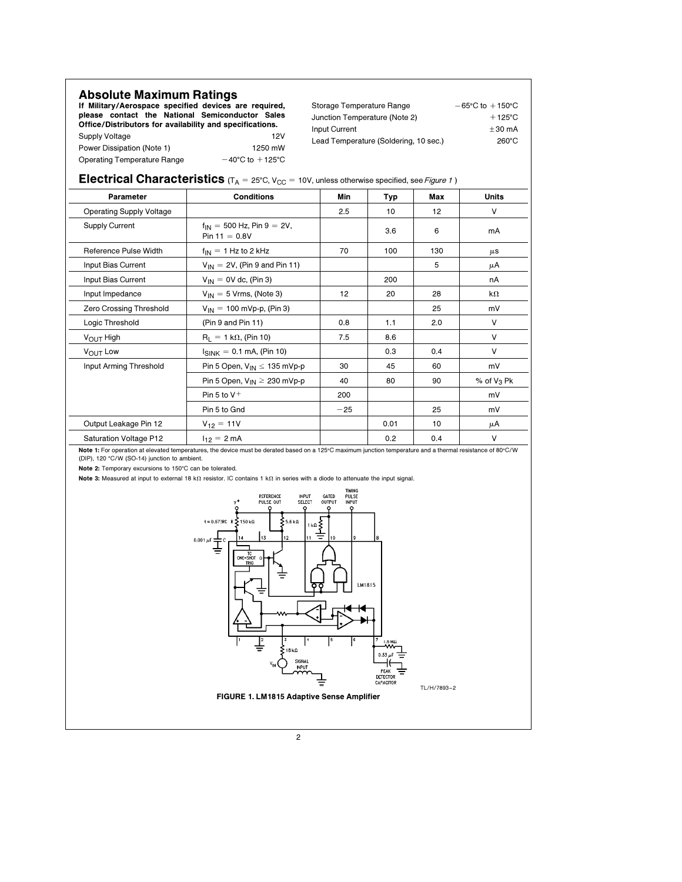## Absolute Maximum Ratings

**If Military/Aerospace specified devices are required, please contact the National Semiconductor Sales Office/Distributors for availability and specifications.**

| | |
|---|---|
| Supply Voltage | 12V |
| Power Dissipation (Note 1) | 1250 mW |
| Operating Temperature Range | −40°C to +125°C |
| Storage Temperature Range | −65°C to +150°C |
| Junction Temperature (Note 2) | +125°C |
| Input Current | ±30 mA |
| Lead Temperature (Soldering, 10 sec.) | 260°C |

## Electrical Characteristics ($T_A$ = 25°C, $V_{CC}$ = 10V, unless otherwise specified, see *Figure 1*)

| Parameter | Conditions | Min | Typ | Max | Units |
|---|---|---|---|---|---|
| Operating Supply Voltage | | 2.5 | 10 | 12 | V |
| Supply Current | $f_{IN}$ = 500 Hz, Pin 9 = 2V, Pin 11 = 0.8V | | 3.6 | 6 | mA |
| Reference Pulse Width | $f_{IN}$ = 1 Hz to 2 kHz | 70 | 100 | 130 | μs |
| Input Bias Current | $V_{IN}$ = 2V, (Pin 9 and Pin 11) | | | 5 | μA |
| Input Bias Current | $V_{IN}$ = 0V dc, (Pin 3) | | 200 | | nA |
| Input Impedance | $V_{IN}$ = 5 Vrms, (Note 3) | 12 | 20 | 28 | kΩ |
| Zero Crossing Threshold | $V_{IN}$ = 100 mVp-p, (Pin 3) | | | 25 | mV |
| Logic Threshold | (Pin 9 and Pin 11) | 0.8 | 1.1 | 2.0 | V |
| $V_{OUT}$ High | $R_L$ = 1 kΩ, (Pin 10) | 7.5 | 8.6 | | V |
| $V_{OUT}$ Low | $I_{SINK}$ = 0.1 mA, (Pin 10) | | 0.3 | 0.4 | V |
| Input Arming Threshold | Pin 5 Open, $V_{IN}$ ≤ 135 mVp-p | 30 | 45 | 60 | mV |
| | Pin 5 Open, $V_{IN}$ ≥ 230 mVp-p | 40 | 80 | 90 | % of $V_3$ Pk |
| | Pin 5 to V+ | 200 | | | mV |
| | Pin 5 to Gnd | −25 | | 25 | mV |
| Output Leakage Pin 12 | $V_{12}$ = 11V | | 0.01 | 10 | μA |
| Saturation Voltage P12 | $I_{12}$ = 2 mA | | 0.2 | 0.4 | V |

**Note 1:** For operation at elevated temperatures, the device must be derated based on a 125°C maximum junction temperature and a thermal resistance of 80°C/W (DIP), 120 °C/W (SO-14) junction to ambient.

**Note 2:** Temporary excursions to 150°C can be tolerated.

**Note 3:** Measured at input to external 18 kΩ resistor. IC contains 1 kΩ in series with a diode to attenuate the input signal.

TL/H/7893–2

**FIGURE 1. LM1815 Adaptive Sense Amplifier**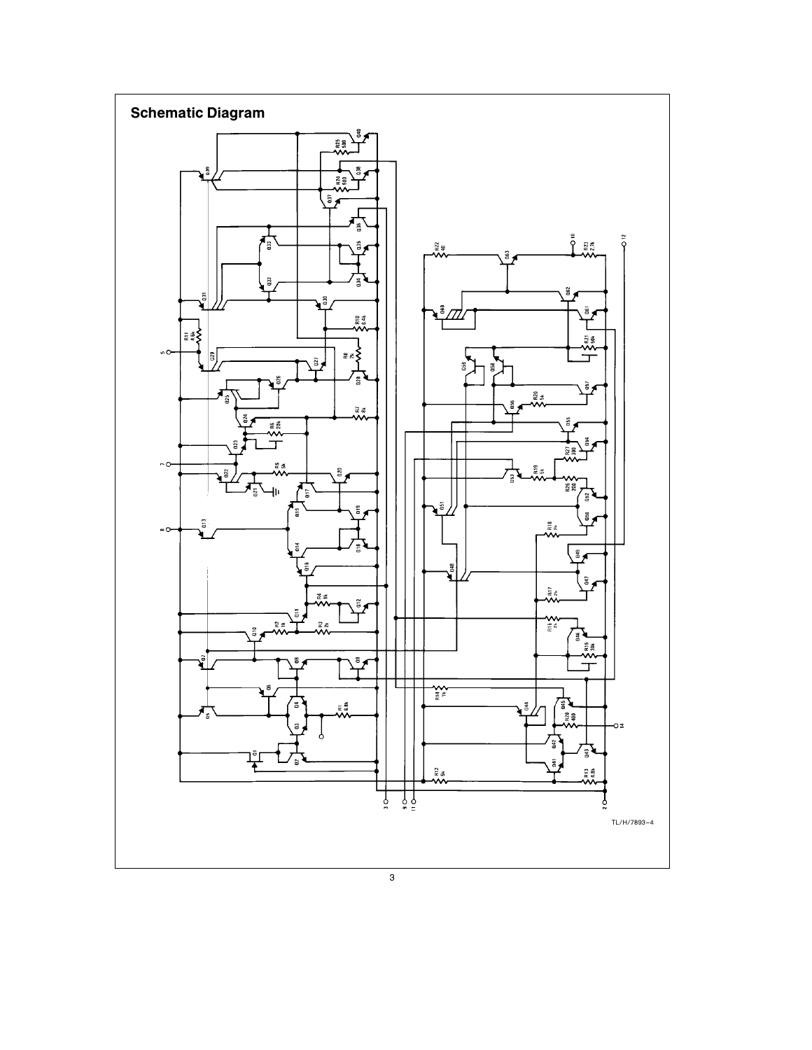## Schematic Diagram

TL/H/7893–4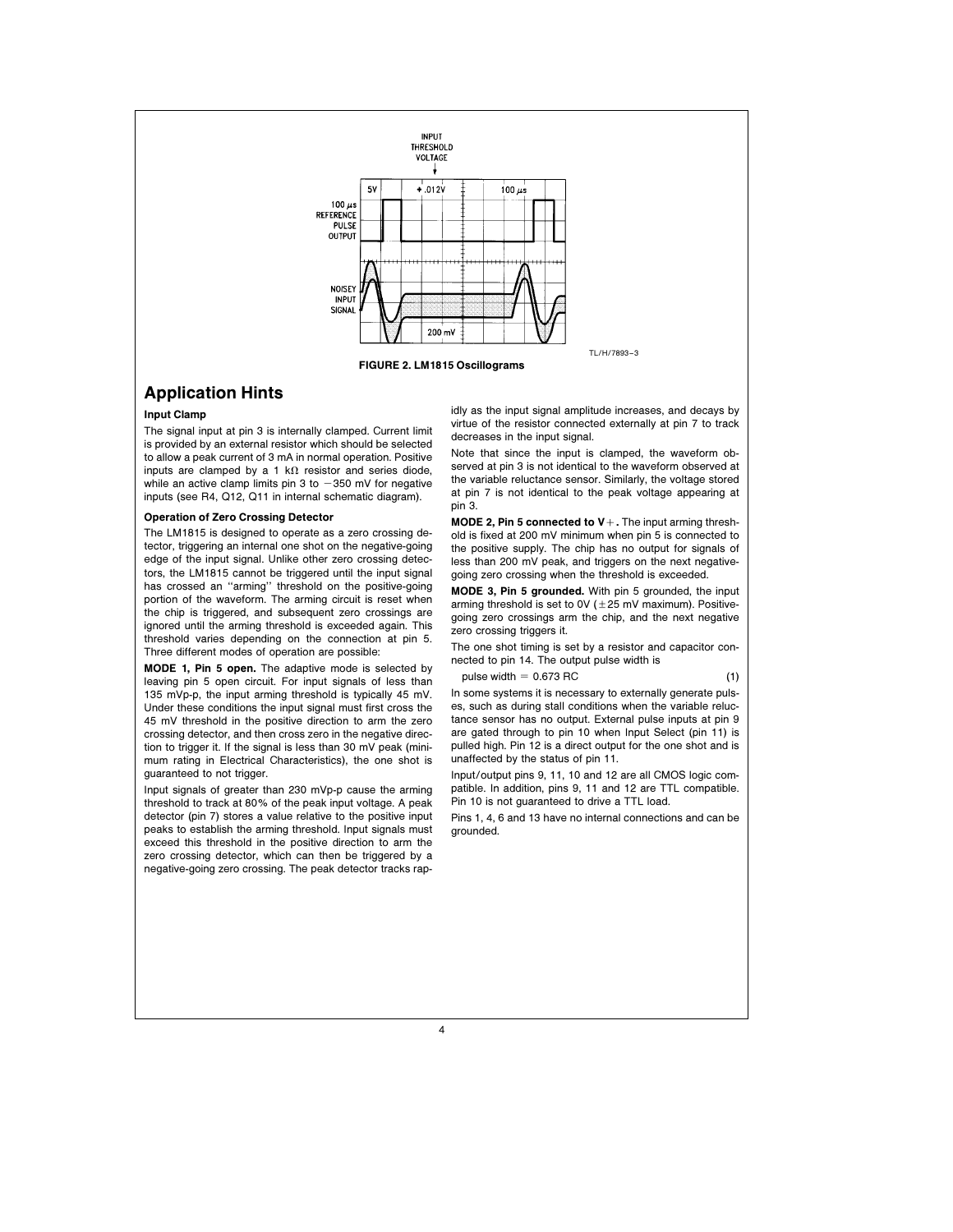**FIGURE 2. LM1815 Oscillograms**

## Application Hints

### Input Clamp

The signal input at pin 3 is internally clamped. Current limit is provided by an external resistor which should be selected to allow a peak current of 3 mA in normal operation. Positive inputs are clamped by a 1 kΩ resistor and series diode, while an active clamp limits pin 3 to −350 mV for negative inputs (see R4, Q12, Q11 in internal schematic diagram).

### Operation of Zero Crossing Detector

The LM1815 is designed to operate as a zero crossing detector, triggering an internal one shot on the negative-going edge of the input signal. Unlike other zero crossing detectors, the LM1815 cannot be triggered until the input signal has crossed an "arming" threshold on the positive-going portion of the waveform. The arming circuit is reset when the chip is triggered, and subsequent zero crossings are ignored until the arming threshold is exceeded again. This threshold varies depending on the connection at pin 5. Three different modes of operation are possible:

**MODE 1, Pin 5 open.** The adaptive mode is selected by leaving pin 5 open circuit. For input signals of less than 135 mVp-p, the input arming threshold is typically 45 mV. Under these conditions the input signal must first cross the 45 mV threshold in the positive direction to arm the zero crossing detector, and then cross zero in the negative direction to trigger it. If the signal is less than 30 mV peak (minimum rating in Electrical Characteristics), the one shot is guaranteed to not trigger.

Input signals of greater than 230 mVp-p cause the arming threshold to track at 80% of the peak input voltage. A peak detector (pin 7) stores a value relative to the positive input peaks to establish the arming threshold. Input signals must exceed this threshold in the positive direction to arm the zero crossing detector, which can then be triggered by a negative-going zero crossing. The peak detector tracks rapidly as the input signal amplitude increases, and decays by virtue of the resistor connected externally at pin 7 to track decreases in the input signal.

Note that since the input is clamped, the waveform observed at pin 3 is not identical to the waveform observed at the variable reluctance sensor. Similarly, the voltage stored at pin 7 is not identical to the peak voltage appearing at pin 3.

**MODE 2, Pin 5 connected to V+.** The input arming threshold is fixed at 200 mV minimum when pin 5 is connected to the positive supply. The chip has no output for signals of less than 200 mV peak, and triggers on the next negative-going zero crossing when the threshold is exceeded.

**MODE 3, Pin 5 grounded.** With pin 5 grounded, the input arming threshold is set to 0V (±25 mV maximum). Positive-going zero crossings arm the chip, and the next negative zero crossing triggers it.

The one shot timing is set by a resistor and capacitor connected to pin 14. The output pulse width is

$$\text{pulse width} = 0.673\ RC \qquad (1)$$

In some systems it is necessary to externally generate pulses, such as during stall conditions when the variable reluctance sensor has no output. External pulse inputs at pin 9 are gated through to pin 10 when Input Select (pin 11) is pulled high. Pin 12 is a direct output for the one shot and is unaffected by the status of pin 11.

Input/output pins 9, 11, 10 and 12 are all CMOS logic compatible. In addition, pins 9, 11 and 12 are TTL compatible. Pin 10 is not guaranteed to drive a TTL load.

Pins 1, 4, 6 and 13 have no internal connections and can be grounded.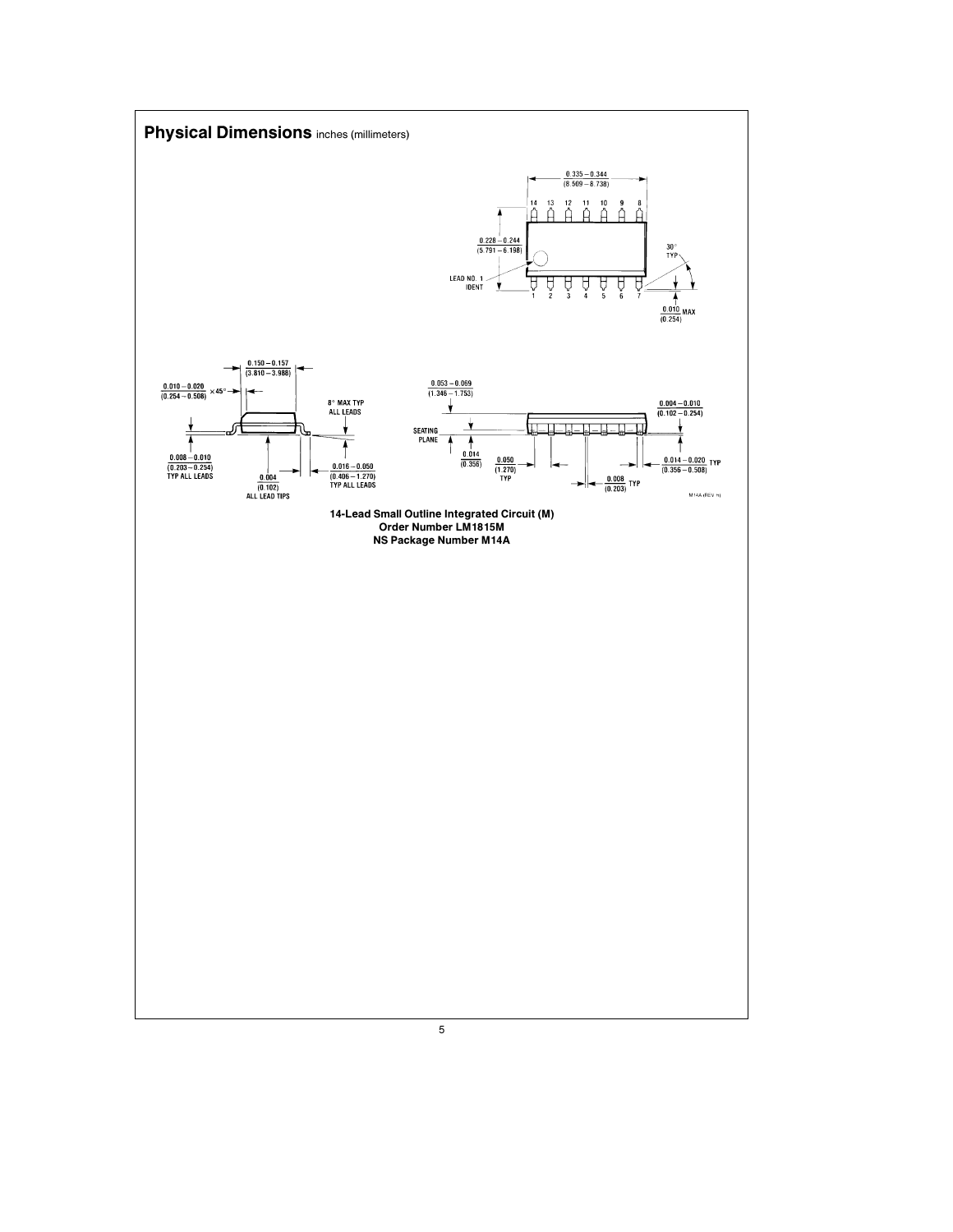## Physical Dimensions inches (millimeters)

**14-Lead Small Outline Integrated Circuit (M)**
**Order Number LM1815M**
**NS Package Number M14A**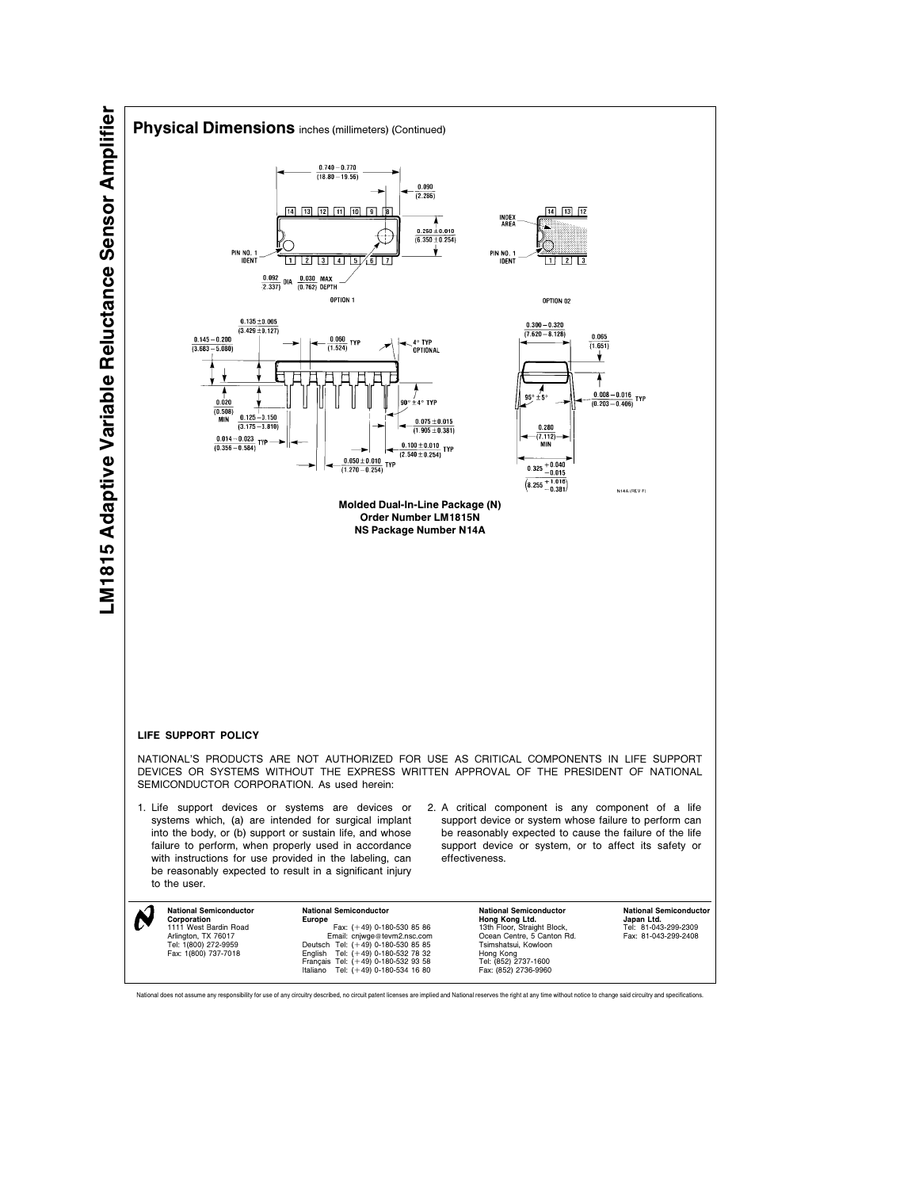## Physical Dimensions inches (millimeters) (Continued)

0.740 − 0.770
(18.80 − 19.56)

0.090
(2.286)

14 13 12 11 10 9 8

0.250 ± 0.010
(6.350 ± 0.254)

PIN NO. 1
IDENT

1 2 3 4 5 6 7

0.092 DIA
(2.337)

0.030 MAX
(0.762) DEPTH

OPTION 1

INDEX
AREA

14 13 12

PIN NO. 1
IDENT

1 2 3

OPTION 02

0.135 ± 0.005
(3.429 ± 0.127)

0.145 − 0.200
(3.683 − 5.080)

0.060 TYP
(1.524)

4° TYP
OPTIONAL

0.020
(0.508)
MIN

0.125 − 0.150
(3.175 − 3.810)

0.014 − 0.023 TYP
(0.356 − 0.584)

90° ± 4° TYP

0.075 ± 0.015
(1.905 ± 0.381)

0.100 ± 0.010 TYP
(2.540 ± 0.254)

0.050 ± 0.010 TYP
(1.270 − 0.254)

0.300 − 0.320
(7.620 − 8.128)

0.065
(1.651)

95° ± 5°

0.008 − 0.016 TYP
(0.203 − 0.406)

0.280
(7.112)
MIN

0.325 +0.040 −0.015

(8.255 +1.016 −0.381)

N14A (REV F)

**Molded Dual-In-Line Package (N)**
**Order Number LM1815N**
**NS Package Number N14A**

### LIFE SUPPORT POLICY

NATIONAL'S PRODUCTS ARE NOT AUTHORIZED FOR USE AS CRITICAL COMPONENTS IN LIFE SUPPORT DEVICES OR SYSTEMS WITHOUT THE EXPRESS WRITTEN APPROVAL OF THE PRESIDENT OF NATIONAL SEMICONDUCTOR CORPORATION. As used herein:

1. Life support devices or systems are devices or systems which, (a) are intended for surgical implant into the body, or (b) support or sustain life, and whose failure to perform, when properly used in accordance with instructions for use provided in the labeling, can be reasonably expected to result in a significant injury to the user.
2. A critical component is any component of a life support device or system whose failure to perform can be reasonably expected to cause the failure of the life support device or system, or to affect its safety or effectiveness.

**National Semiconductor Corporation**
1111 West Bardin Road
Arlington, TX 76017
Tel: 1(800) 272-9959
Fax: 1(800) 737-7018

**National Semiconductor Europe**
Fax: (+49) 0-180-530 85 86
Email: cnjwge@tevm2.nsc.com
Deutsch Tel: (+49) 0-180-530 85 85
English Tel: (+49) 0-180-532 78 32
Français Tel: (+49) 0-180-532 93 58
Italiano Tel: (+49) 0-180-534 16 80

**National Semiconductor Hong Kong Ltd.**
13th Floor, Straight Block,
Ocean Centre, 5 Canton Rd.
Tsimshatsui, Kowloon
Hong Kong
Tel: (852) 2737-1600
Fax: (852) 2736-9960

**National Semiconductor Japan Ltd.**
Tel: 81-043-299-2309
Fax: 81-043-299-2408

National does not assume any responsibility for use of any circuitry described, no circuit patent licenses are implied and National reserves the right at any time without notice to change said circuitry and specifications.